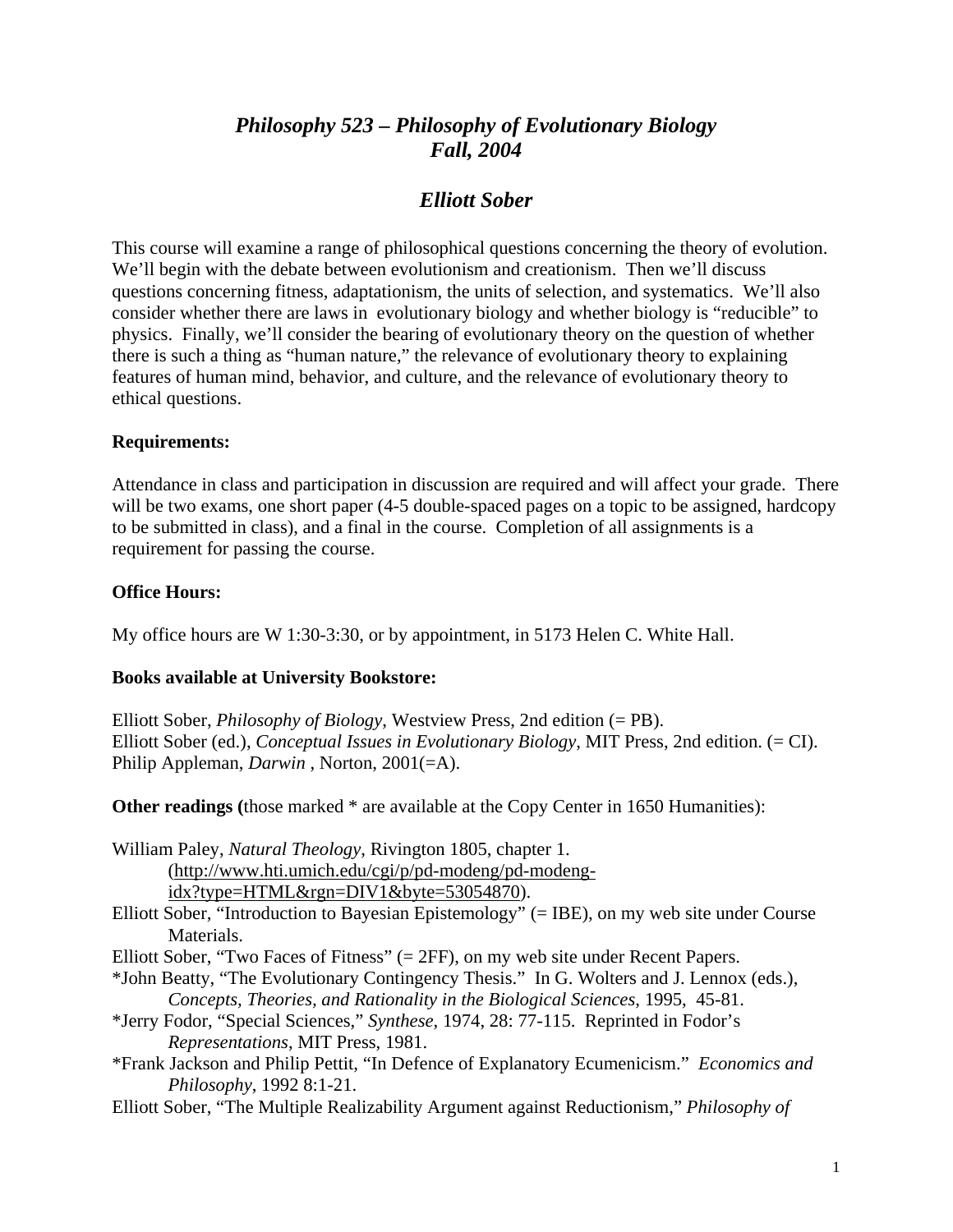# *Philosophy 523 – Philosophy of Evolutionary Biology*
# *Fall, 2004*

## *Elliott Sober*

This course will examine a range of philosophical questions concerning the theory of evolution. We'll begin with the debate between evolutionism and creationism. Then we'll discuss questions concerning fitness, adaptationism, the units of selection, and systematics. We'll also consider whether there are laws in evolutionary biology and whether biology is "reducible" to physics. Finally, we'll consider the bearing of evolutionary theory on the question of whether there is such a thing as "human nature," the relevance of evolutionary theory to explaining features of human mind, behavior, and culture, and the relevance of evolutionary theory to ethical questions.

**Requirements:**

Attendance in class and participation in discussion are required and will affect your grade. There will be two exams, one short paper (4-5 double-spaced pages on a topic to be assigned, hardcopy to be submitted in class), and a final in the course. Completion of all assignments is a requirement for passing the course.

**Office Hours:**

My office hours are W 1:30-3:30, or by appointment, in 5173 Helen C. White Hall.

**Books available at University Bookstore:**

Elliott Sober, *Philosophy of Biology*, Westview Press, 2nd edition (= PB).
Elliott Sober (ed.), *Conceptual Issues in Evolutionary Biology*, MIT Press, 2nd edition. (= CI).
Philip Appleman, *Darwin* , Norton, 2001(=A).

**Other readings (**those marked * are available at the Copy Center in 1650 Humanities):

William Paley, *Natural Theology*, Rivington 1805, chapter 1. (http://www.hti.umich.edu/cgi/p/pd-modeng/pd-modeng-idx?type=HTML&rgn=DIV1&byte=53054870).
Elliott Sober, "Introduction to Bayesian Epistemology" (= IBE), on my web site under Course Materials.
Elliott Sober, "Two Faces of Fitness" (= 2FF), on my web site under Recent Papers.
*John Beatty, "The Evolutionary Contingency Thesis." In G. Wolters and J. Lennox (eds.), *Concepts, Theories, and Rationality in the Biological Sciences*, 1995, 45-81.
*Jerry Fodor, "Special Sciences," *Synthese*, 1974, 28: 77-115. Reprinted in Fodor's *Representations*, MIT Press, 1981.
*Frank Jackson and Philip Pettit, "In Defence of Explanatory Ecumenicism." *Economics and Philosophy*, 1992 8:1-21.
Elliott Sober, "The Multiple Realizability Argument against Reductionism," *Philosophy of*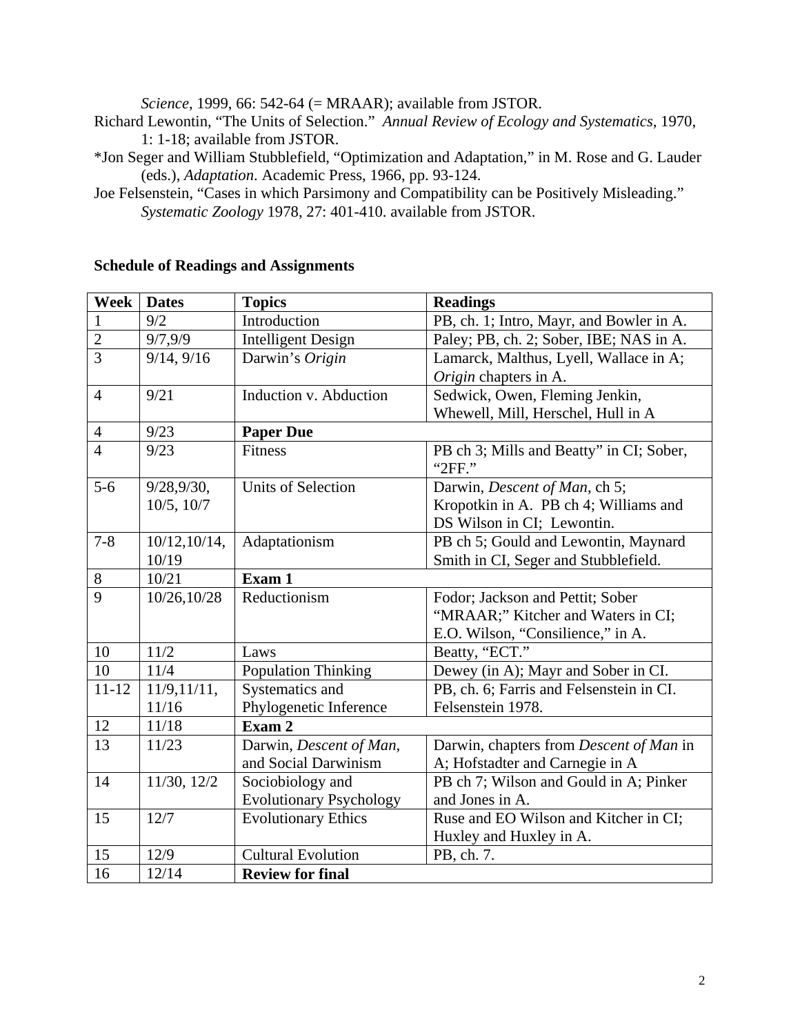*Science*, 1999, 66: 542-64 (= MRAAR); available from JSTOR.

Richard Lewontin, "The Units of Selection." *Annual Review of Ecology and Systematics*, 1970, 1: 1-18; available from JSTOR.

*Jon Seger and William Stubblefield, "Optimization and Adaptation," in M. Rose and G. Lauder (eds.), *Adaptation*. Academic Press, 1966, pp. 93-124.

Joe Felsenstein, "Cases in which Parsimony and Compatibility can be Positively Misleading." *Systematic Zoology* 1978, 27: 401-410. available from JSTOR.

**Schedule of Readings and Assignments**

| **Week** | **Dates** | **Topics** | **Readings** |
|---|---|---|---|
| 1 | 9/2 | Introduction | PB, ch. 1; Intro, Mayr, and Bowler in A. |
| 2 | 9/7,9/9 | Intelligent Design | Paley; PB, ch. 2; Sober, IBE; NAS in A. |
| 3 | 9/14, 9/16 | Darwin's *Origin* | Lamarck, Malthus, Lyell, Wallace in A; *Origin* chapters in A. |
| 4 | 9/21 | Induction v. Abduction | Sedwick, Owen, Fleming Jenkin, Whewell, Mill, Herschel, Hull in A |
| 4 | 9/23 | **Paper Due** | |
| 4 | 9/23 | Fitness | PB ch 3; Mills and Beatty" in CI; Sober, "2FF." |
| 5-6 | 9/28,9/30, 10/5, 10/7 | Units of Selection | Darwin, *Descent of Man*, ch 5; Kropotkin in A. PB ch 4; Williams and DS Wilson in CI; Lewontin. |
| 7-8 | 10/12,10/14, 10/19 | Adaptationism | PB ch 5; Gould and Lewontin, Maynard Smith in CI, Seger and Stubblefield. |
| 8 | 10/21 | **Exam 1** | |
| 9 | 10/26,10/28 | Reductionism | Fodor; Jackson and Pettit; Sober "MRAAR;" Kitcher and Waters in CI; E.O. Wilson, "Consilience," in A. |
| 10 | 11/2 | Laws | Beatty, "ECT." |
| 10 | 11/4 | Population Thinking | Dewey (in A); Mayr and Sober in CI. |
| 11-12 | 11/9,11/11, 11/16 | Systematics and Phylogenetic Inference | PB, ch. 6; Farris and Felsenstein in CI. Felsenstein 1978. |
| 12 | 11/18 | **Exam 2** | |
| 13 | 11/23 | Darwin, *Descent of Man*, and Social Darwinism | Darwin, chapters from *Descent of Man* in A; Hofstadter and Carnegie in A |
| 14 | 11/30, 12/2 | Sociobiology and Evolutionary Psychology | PB ch 7; Wilson and Gould in A; Pinker and Jones in A. |
| 15 | 12/7 | Evolutionary Ethics | Ruse and EO Wilson and Kitcher in CI; Huxley and Huxley in A. |
| 15 | 12/9 | Cultural Evolution | PB, ch. 7. |
| 16 | 12/14 | **Review for final** | |